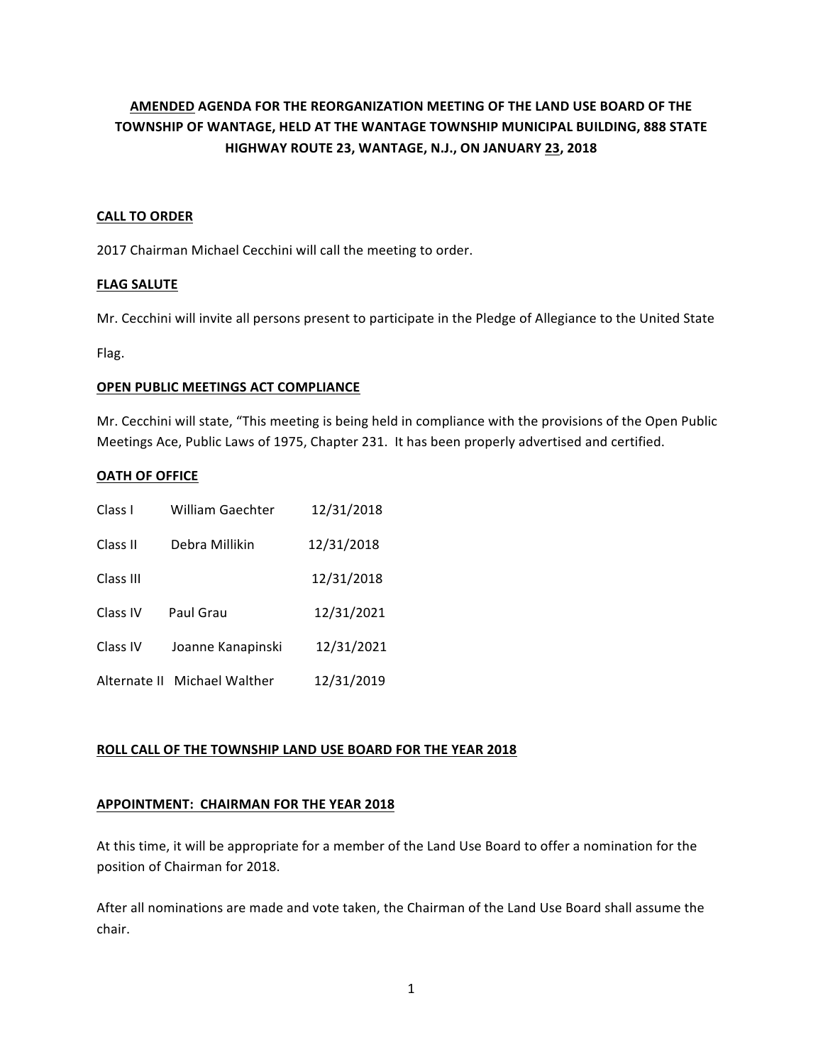**<u>AMENDED</u> AGENDA FOR THE REORGANIZATION MEETING OF THE LAND USE BOARD OF THE TOWNSHIP OF WANTAGE, HELD AT THE WANTAGE TOWNSHIP MUNICIPAL BUILDING, 888 STATE HIGHWAY ROUTE 23, WANTAGE, N.J., ON JANUARY <u>23</u>, 2018**

**<u>CALL TO ORDER</u>**

2017 Chairman Michael Cecchini will call the meeting to order.

**<u>FLAG SALUTE</u>**

Mr. Cecchini will invite all persons present to participate in the Pledge of Allegiance to the United State Flag.

**<u>OPEN PUBLIC MEETINGS ACT COMPLIANCE</u>**

Mr. Cecchini will state, "This meeting is being held in compliance with the provisions of the Open Public Meetings Ace, Public Laws of 1975, Chapter 231. It has been properly advertised and certified.

**<u>OATH OF OFFICE</u>**

| | | |
|---|---|---|
| Class I | William Gaechter | 12/31/2018 |
| Class II | Debra Millikin | 12/31/2018 |
| Class III | | 12/31/2018 |
| Class IV | Paul Grau | 12/31/2021 |
| Class IV | Joanne Kanapinski | 12/31/2021 |
| Alternate II | Michael Walther | 12/31/2019 |

**<u>ROLL CALL OF THE TOWNSHIP LAND USE BOARD FOR THE YEAR 2018</u>**

**<u>APPOINTMENT: CHAIRMAN FOR THE YEAR 2018</u>**

At this time, it will be appropriate for a member of the Land Use Board to offer a nomination for the position of Chairman for 2018.

After all nominations are made and vote taken, the Chairman of the Land Use Board shall assume the chair.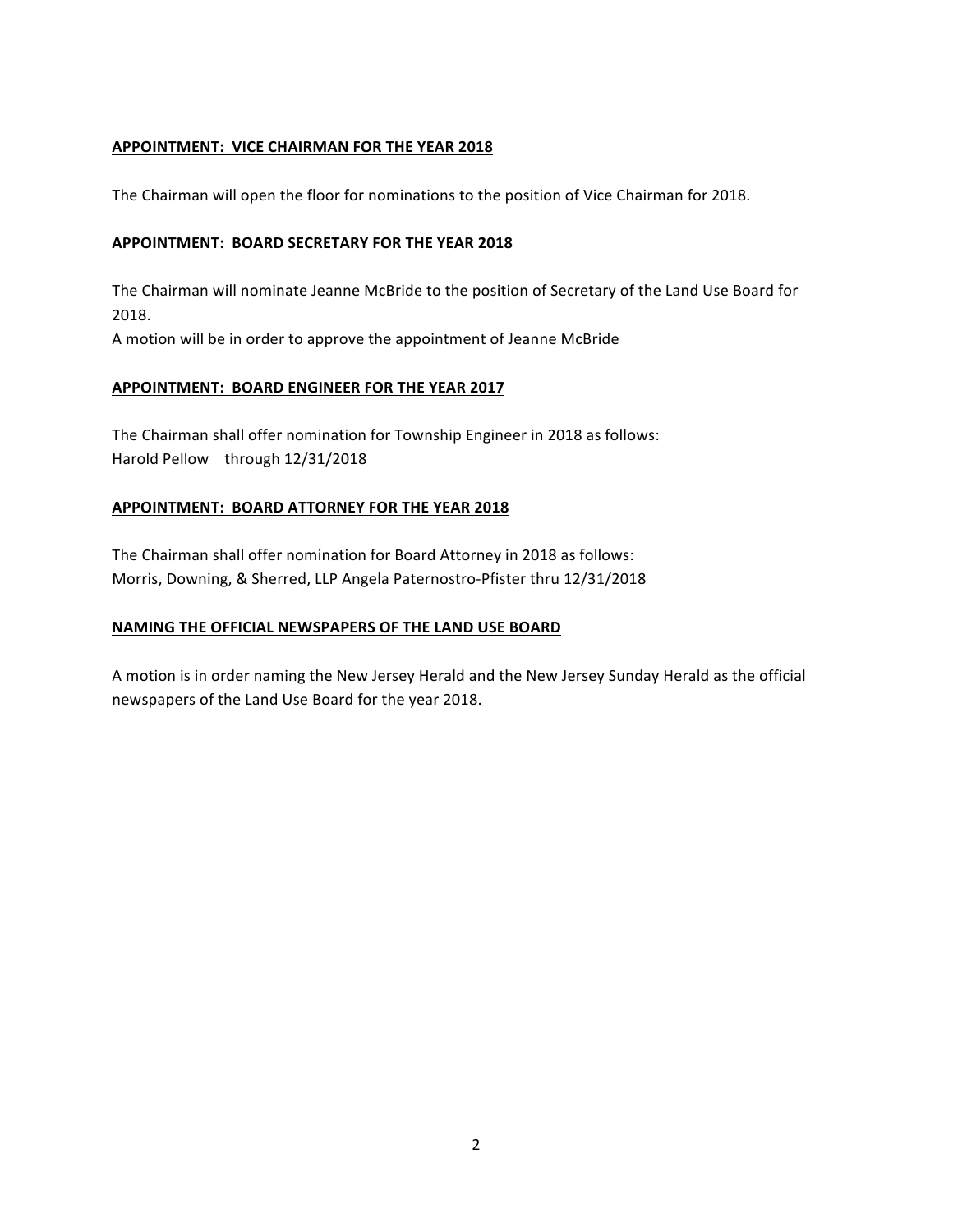## APPOINTMENT: VICE CHAIRMAN FOR THE YEAR 2018

The Chairman will open the floor for nominations to the position of Vice Chairman for 2018.

## APPOINTMENT: BOARD SECRETARY FOR THE YEAR 2018

The Chairman will nominate Jeanne McBride to the position of Secretary of the Land Use Board for 2018.
A motion will be in order to approve the appointment of Jeanne McBride

## APPOINTMENT: BOARD ENGINEER FOR THE YEAR 2017

The Chairman shall offer nomination for Township Engineer in 2018 as follows:
Harold Pellow through 12/31/2018

## APPOINTMENT: BOARD ATTORNEY FOR THE YEAR 2018

The Chairman shall offer nomination for Board Attorney in 2018 as follows:
Morris, Downing, & Sherred, LLP Angela Paternostro-Pfister thru 12/31/2018

## NAMING THE OFFICIAL NEWSPAPERS OF THE LAND USE BOARD

A motion is in order naming the New Jersey Herald and the New Jersey Sunday Herald as the official newspapers of the Land Use Board for the year 2018.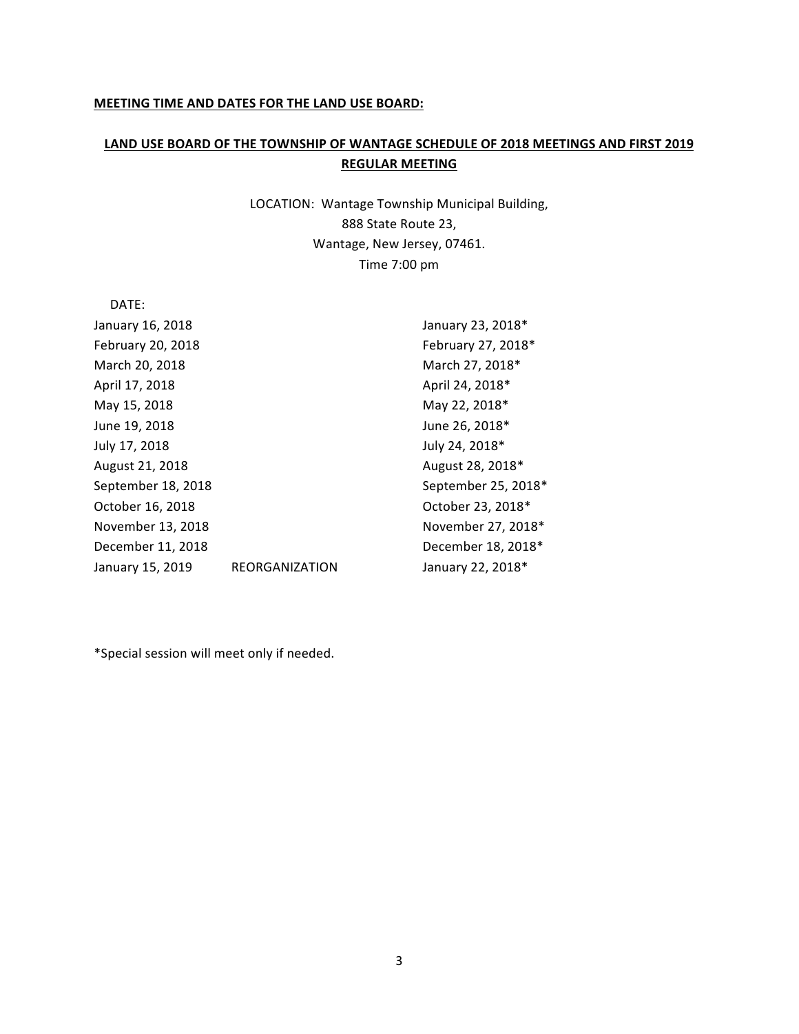**MEETING TIME AND DATES FOR THE LAND USE BOARD:**

**LAND USE BOARD OF THE TOWNSHIP OF WANTAGE SCHEDULE OF 2018 MEETINGS AND FIRST 2019 REGULAR MEETING**

LOCATION: Wantage Township Municipal Building,
888 State Route 23,
Wantage, New Jersey, 07461.
Time 7:00 pm

| DATE: | | |
|---|---|---|
| January 16, 2018 | | January 23, 2018* |
| February 20, 2018 | | February 27, 2018* |
| March 20, 2018 | | March 27, 2018* |
| April 17, 2018 | | April 24, 2018* |
| May 15, 2018 | | May 22, 2018* |
| June 19, 2018 | | June 26, 2018* |
| July 17, 2018 | | July 24, 2018* |
| August 21, 2018 | | August 28, 2018* |
| September 18, 2018 | | September 25, 2018* |
| October 16, 2018 | | October 23, 2018* |
| November 13, 2018 | | November 27, 2018* |
| December 11, 2018 | | December 18, 2018* |
| January 15, 2019 | REORGANIZATION | January 22, 2018* |

*Special session will meet only if needed.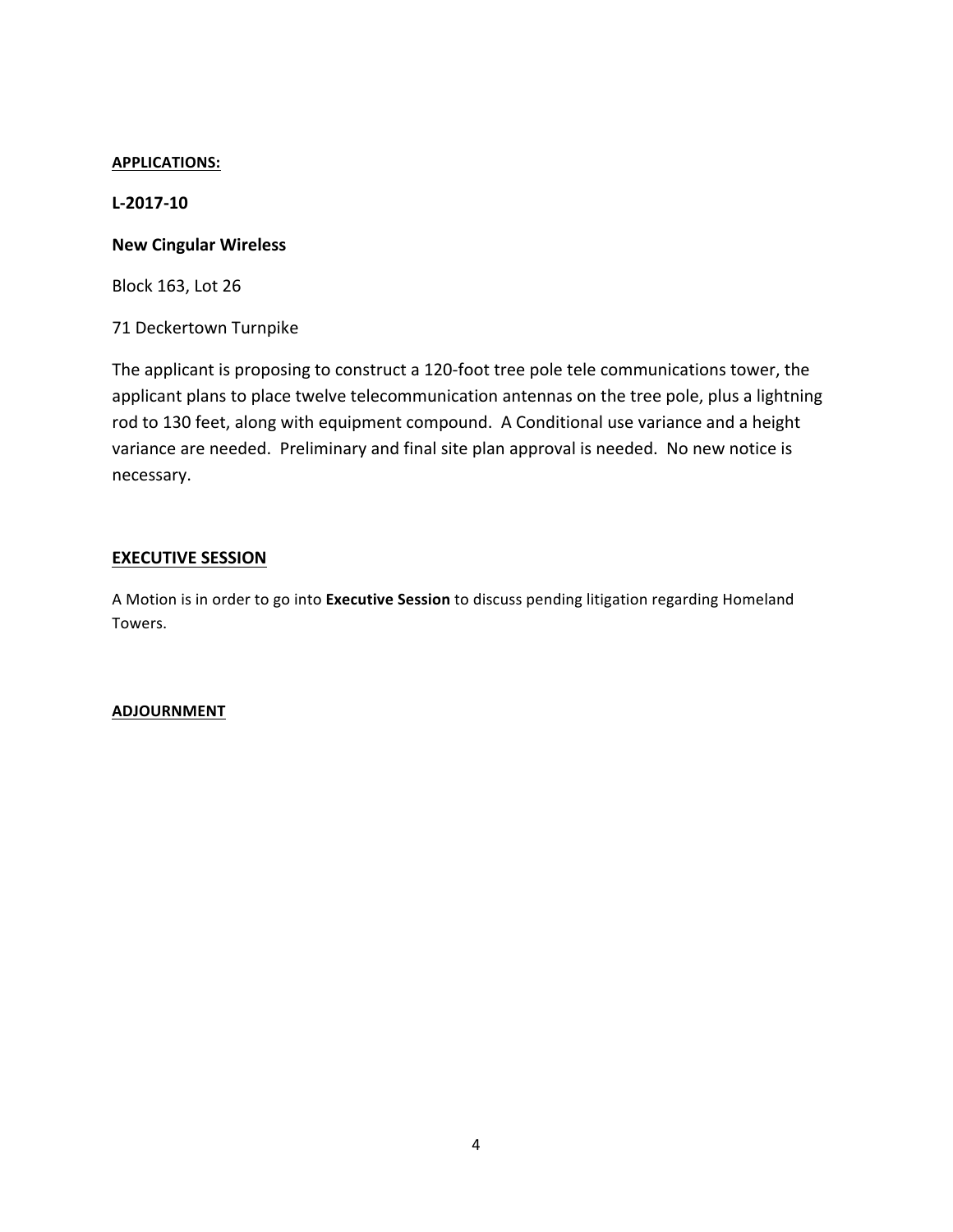**APPLICATIONS:**

**L-2017-10**

**New Cingular Wireless**

Block 163, Lot 26

71 Deckertown Turnpike

The applicant is proposing to construct a 120-foot tree pole tele communications tower, the applicant plans to place twelve telecommunication antennas on the tree pole, plus a lightning rod to 130 feet, along with equipment compound. A Conditional use variance and a height variance are needed. Preliminary and final site plan approval is needed. No new notice is necessary.

**EXECUTIVE SESSION**

A Motion is in order to go into **Executive Session** to discuss pending litigation regarding Homeland Towers.

**ADJOURNMENT**